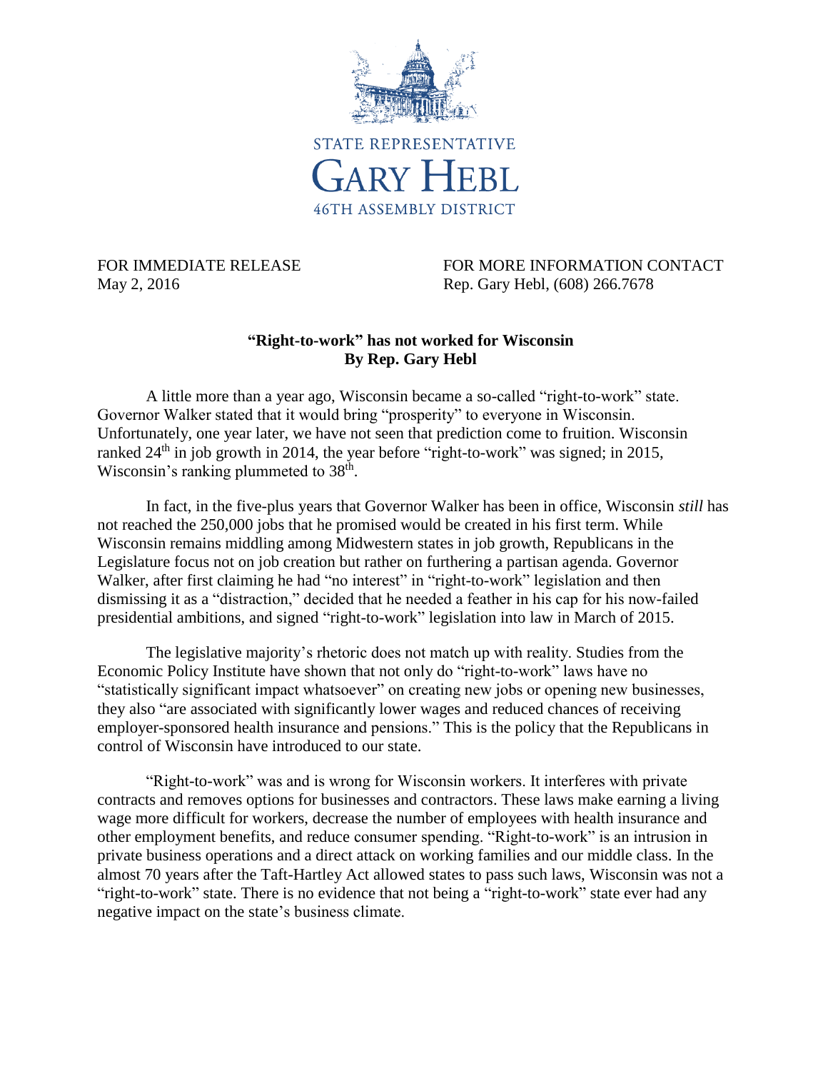STATE REPRESENTATIVE

# GARY HEBL

46TH ASSEMBLY DISTRICT

FOR IMMEDIATE RELEASE
May 2, 2016

FOR MORE INFORMATION CONTACT
Rep. Gary Hebl, (608) 266.7678

## "Right-to-work" has not worked for Wisconsin
**By Rep. Gary Hebl**

A little more than a year ago, Wisconsin became a so-called "right-to-work" state. Governor Walker stated that it would bring "prosperity" to everyone in Wisconsin. Unfortunately, one year later, we have not seen that prediction come to fruition. Wisconsin ranked 24th in job growth in 2014, the year before "right-to-work" was signed; in 2015, Wisconsin's ranking plummeted to 38th.

In fact, in the five-plus years that Governor Walker has been in office, Wisconsin *still* has not reached the 250,000 jobs that he promised would be created in his first term. While Wisconsin remains middling among Midwestern states in job growth, Republicans in the Legislature focus not on job creation but rather on furthering a partisan agenda. Governor Walker, after first claiming he had "no interest" in "right-to-work" legislation and then dismissing it as a "distraction," decided that he needed a feather in his cap for his now-failed presidential ambitions, and signed "right-to-work" legislation into law in March of 2015.

The legislative majority's rhetoric does not match up with reality. Studies from the Economic Policy Institute have shown that not only do "right-to-work" laws have no "statistically significant impact whatsoever" on creating new jobs or opening new businesses, they also "are associated with significantly lower wages and reduced chances of receiving employer-sponsored health insurance and pensions." This is the policy that the Republicans in control of Wisconsin have introduced to our state.

"Right-to-work" was and is wrong for Wisconsin workers. It interferes with private contracts and removes options for businesses and contractors. These laws make earning a living wage more difficult for workers, decrease the number of employees with health insurance and other employment benefits, and reduce consumer spending. "Right-to-work" is an intrusion in private business operations and a direct attack on working families and our middle class. In the almost 70 years after the Taft-Hartley Act allowed states to pass such laws, Wisconsin was not a "right-to-work" state. There is no evidence that not being a "right-to-work" state ever had any negative impact on the state's business climate.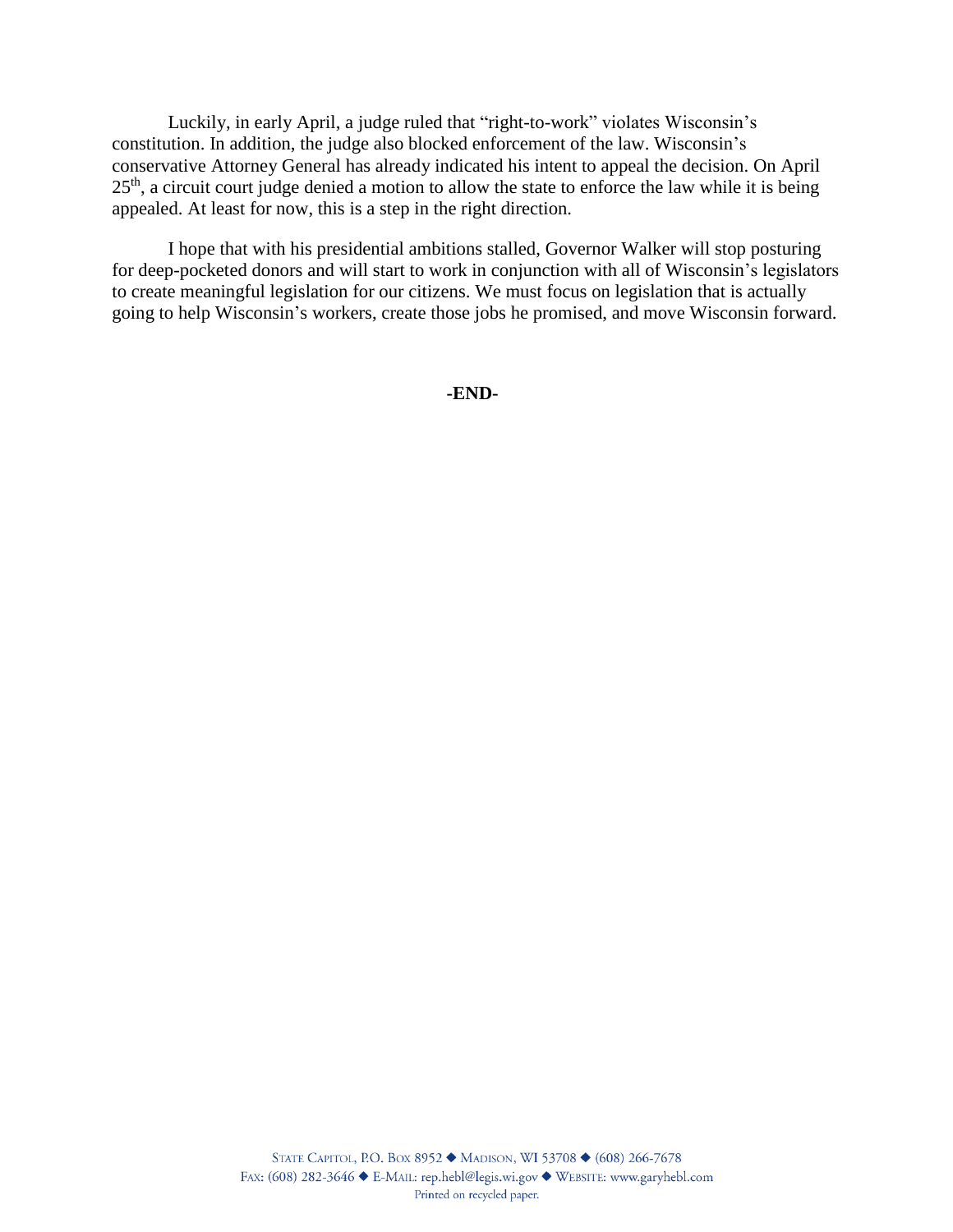Luckily, in early April, a judge ruled that "right-to-work" violates Wisconsin's constitution. In addition, the judge also blocked enforcement of the law. Wisconsin's conservative Attorney General has already indicated his intent to appeal the decision. On April 25th, a circuit court judge denied a motion to allow the state to enforce the law while it is being appealed. At least for now, this is a step in the right direction.

I hope that with his presidential ambitions stalled, Governor Walker will stop posturing for deep-pocketed donors and will start to work in conjunction with all of Wisconsin's legislators to create meaningful legislation for our citizens. We must focus on legislation that is actually going to help Wisconsin's workers, create those jobs he promised, and move Wisconsin forward.

**-END-**